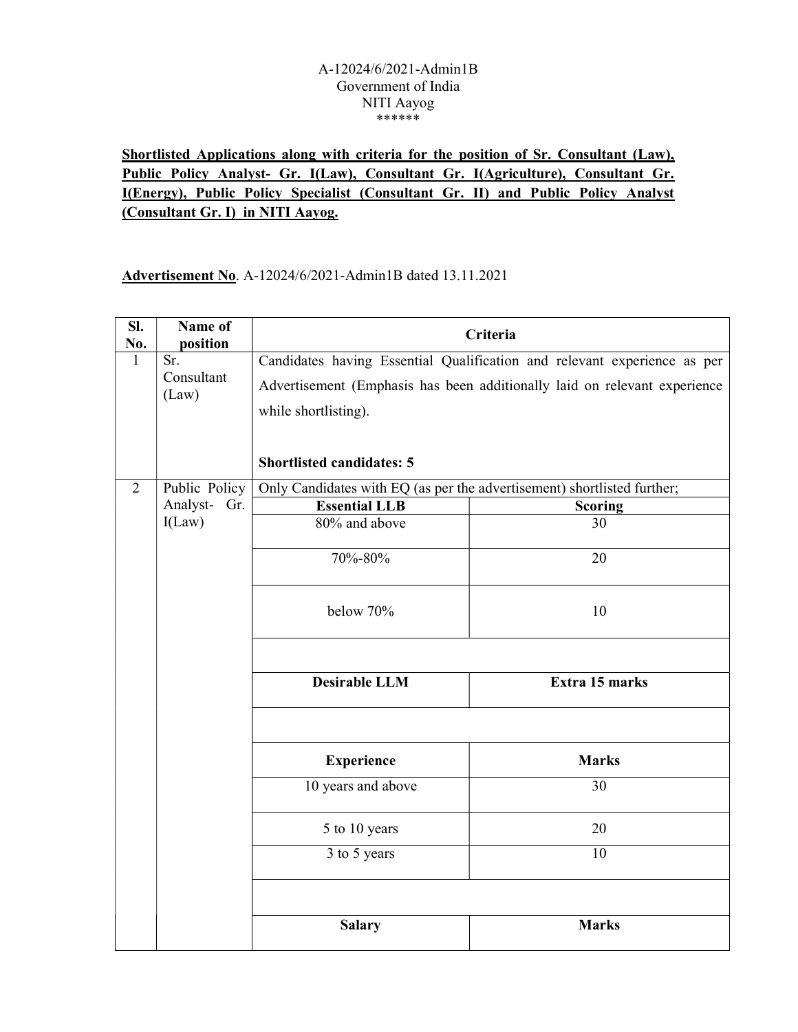A-12024/6/2021-Admin1B
Government of India
NITI Aayog
******

**Shortlisted Applications along with criteria for the position of Sr. Consultant (Law), Public Policy Analyst- Gr. I(Law), Consultant Gr. I(Agriculture), Consultant Gr. I(Energy), Public Policy Specialist (Consultant Gr. II) and Public Policy Analyst (Consultant Gr. I) in NITI Aayog.**

**Advertisement No**. A-12024/6/2021-Admin1B dated 13.11.2021

| Sl. No. | Name of position | Criteria | |
|---|---|---|---|
| 1 | Sr. Consultant (Law) | Candidates having Essential Qualification and relevant experience as per Advertisement (Emphasis has been additionally laid on relevant experience while shortlisting).<br><br>**Shortlisted candidates: 5** | |
| 2 | Public Policy Analyst- Gr. I(Law) | Only Candidates with EQ (as per the advertisement) shortlisted further; | |
| | | **Essential LLB** | **Scoring** |
| | | 80% and above | 30 |
| | | 70%-80% | 20 |
| | | below 70% | 10 |
| | | | |
| | | **Desirable LLM** | **Extra 15 marks** |
| | | | |
| | | **Experience** | **Marks** |
| | | 10 years and above | 30 |
| | | 5 to 10 years | 20 |
| | | 3 to 5 years | 10 |
| | | | |
| | | **Salary** | **Marks** |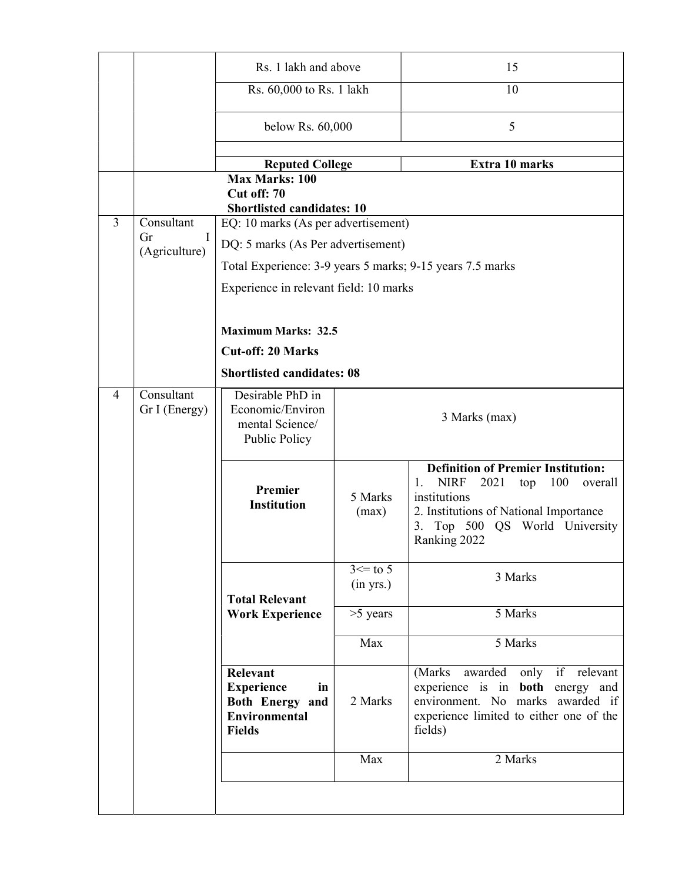| | | | |
|---|---|---|---|
| | | Rs. 1 lakh and above | 15 |
| | | Rs. 60,000 to Rs. 1 lakh | 10 |
| | | below Rs. 60,000 | 5 |
| | | | |
| | | **Reputed College** | **Extra 10 marks** |
| | | **Max Marks: 100**<br>**Cut off: 70**<br>**Shortlisted candidates: 10** | |
| 3 | Consultant Gr I (Agriculture) | EQ: 10 marks (As per advertisement)<br>DQ: 5 marks (As Per advertisement)<br>Total Experience: 3-9 years 5 marks; 9-15 years 7.5 marks<br>Experience in relevant field: 10 marks<br><br>**Maximum Marks: 32.5**<br>**Cut-off: 20 Marks**<br>**Shortlisted candidates: 08** | |
| 4 | Consultant Gr I (Energy) | | |

| | | |
|---|---|---|
| Desirable PhD in Economic/Environmental Science/ Public Policy | 3 Marks (max) | |
| **Premier Institution** | 5 Marks (max) | **Definition of Premier Institution:**<br>1. NIRF 2021 top 100 overall institutions<br>2. Institutions of National Importance<br>3. Top 500 QS World University Ranking 2022 |
| **Total Relevant Work Experience** | 3<= to 5 (in yrs.) | 3 Marks |
| | >5 years | 5 Marks |
| | Max | 5 Marks |
| **Relevant Experience in Both Energy and Environmental Fields** | 2 Marks | (Marks awarded only if relevant experience is in **both** energy and environment. No marks awarded if experience limited to either one of the fields) |
| | Max | 2 Marks |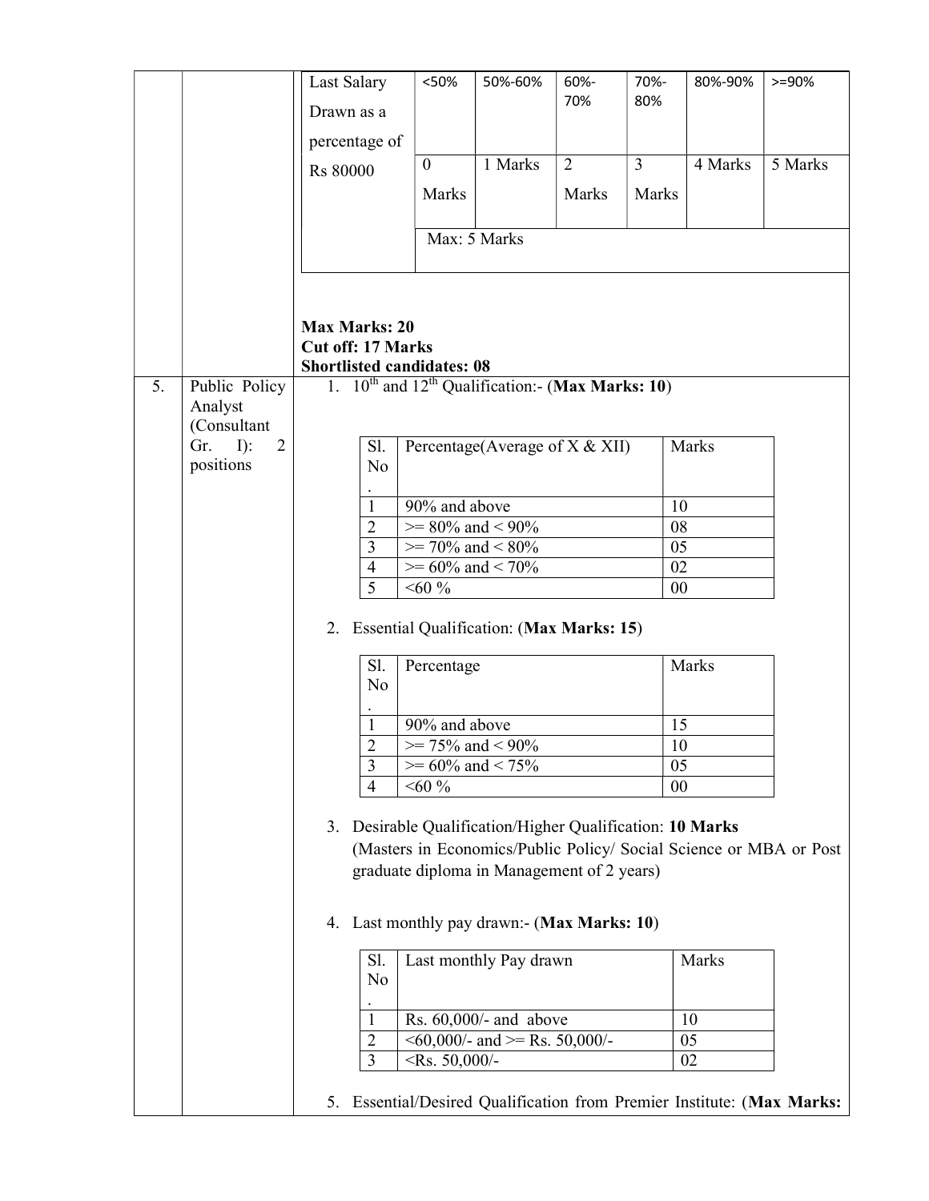| Last Salary Drawn as a percentage of Rs 80000 | <50% | 50%-60% | 60%-70% | 70%-80% | 80%-90% | >=90% |
|---|---|---|---|---|---|---|
| | 0 Marks | 1 Marks | 2 Marks | 3 Marks | 4 Marks | 5 Marks |
| | Max: 5 Marks | | | | | |

**Max Marks: 20**
**Cut off: 17 Marks**
**Shortlisted candidates: 08**

5. Public Policy Analyst (Consultant Gr. I): 2 positions

1. 10th and 12th Qualification:- (**Max Marks: 10**)

| Sl. No. | Percentage(Average of X & XII) | Marks |
|---|---|---|
| 1 | 90% and above | 10 |
| 2 | >= 80% and < 90% | 08 |
| 3 | >= 70% and < 80% | 05 |
| 4 | >= 60% and < 70% | 02 |
| 5 | <60 % | 00 |

2. Essential Qualification: (**Max Marks: 15**)

| Sl. No. | Percentage | Marks |
|---|---|---|
| 1 | 90% and above | 15 |
| 2 | >= 75% and < 90% | 10 |
| 3 | >= 60% and < 75% | 05 |
| 4 | <60 % | 00 |

3. Desirable Qualification/Higher Qualification: **10 Marks**
   (Masters in Economics/Public Policy/ Social Science or MBA or Post graduate diploma in Management of 2 years)

4. Last monthly pay drawn:- (**Max Marks: 10**)

| Sl. No. | Last monthly Pay drawn | Marks |
|---|---|---|
| 1 | Rs. 60,000/- and above | 10 |
| 2 | <60,000/- and >= Rs. 50,000/- | 05 |
| 3 | <Rs. 50,000/- | 02 |

5. Essential/Desired Qualification from Premier Institute: (**Max Marks:**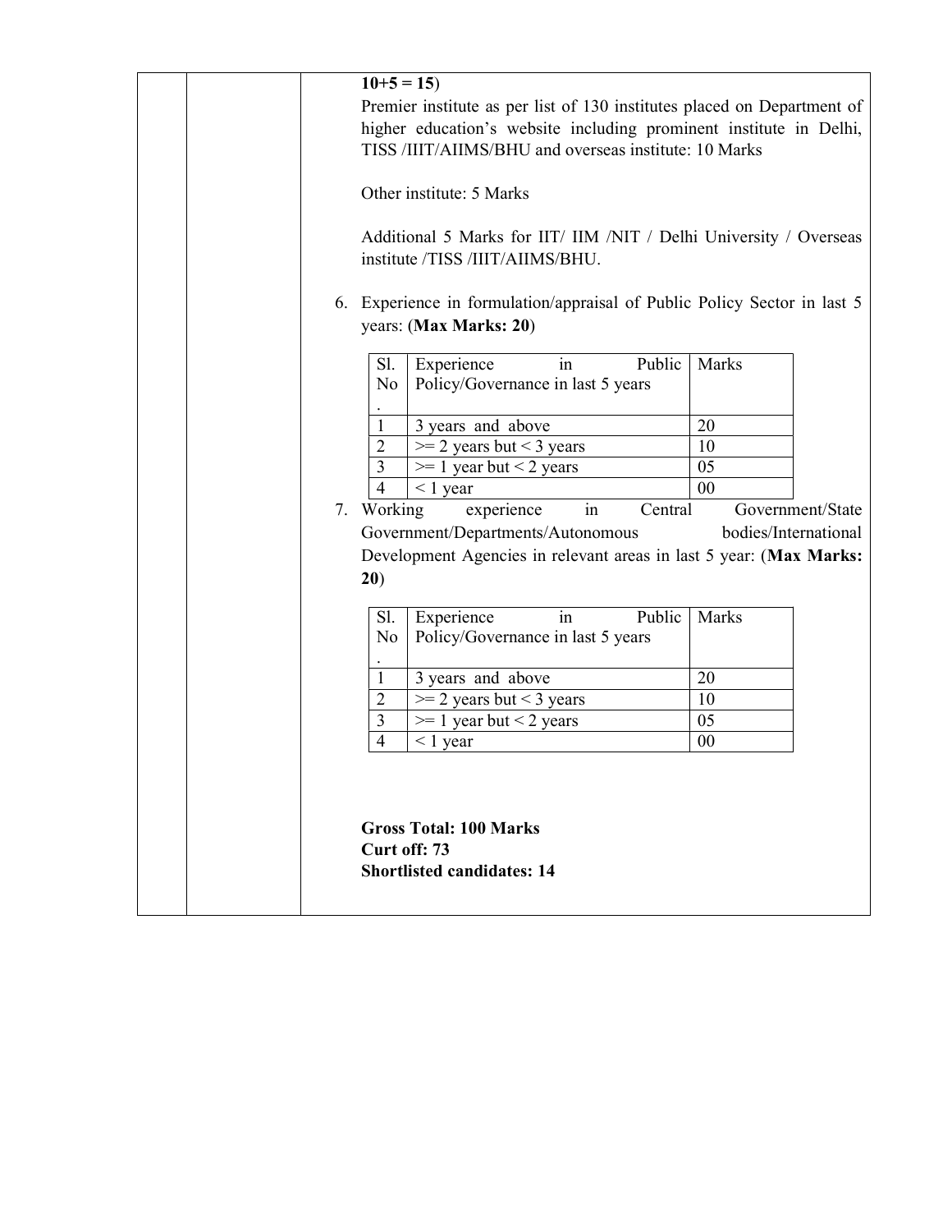**10+5 = 15**)

Premier institute as per list of 130 institutes placed on Department of higher education's website including prominent institute in Delhi, TISS /IIIT/AIIMS/BHU and overseas institute: 10 Marks

Other institute: 5 Marks

Additional 5 Marks for IIT/ IIM /NIT / Delhi University / Overseas institute /TISS /IIIT/AIIMS/BHU.

6. Experience in formulation/appraisal of Public Policy Sector in last 5 years: (**Max Marks: 20**)

| Sl. No. | Experience in Public Policy/Governance in last 5 years | Marks |
|---|---|---|
| 1 | 3 years and above | 20 |
| 2 | >= 2 years but < 3 years | 10 |
| 3 | >= 1 year but < 2 years | 05 |
| 4 | < 1 year | 00 |

7. Working experience in Central Government/State Government/Departments/Autonomous bodies/International Development Agencies in relevant areas in last 5 year: (**Max Marks: 20**)

| Sl. No. | Experience in Public Policy/Governance in last 5 years | Marks |
|---|---|---|
| 1 | 3 years and above | 20 |
| 2 | >= 2 years but < 3 years | 10 |
| 3 | >= 1 year but < 2 years | 05 |
| 4 | < 1 year | 00 |

**Gross Total: 100 Marks**
**Curt off: 73**
**Shortlisted candidates: 14**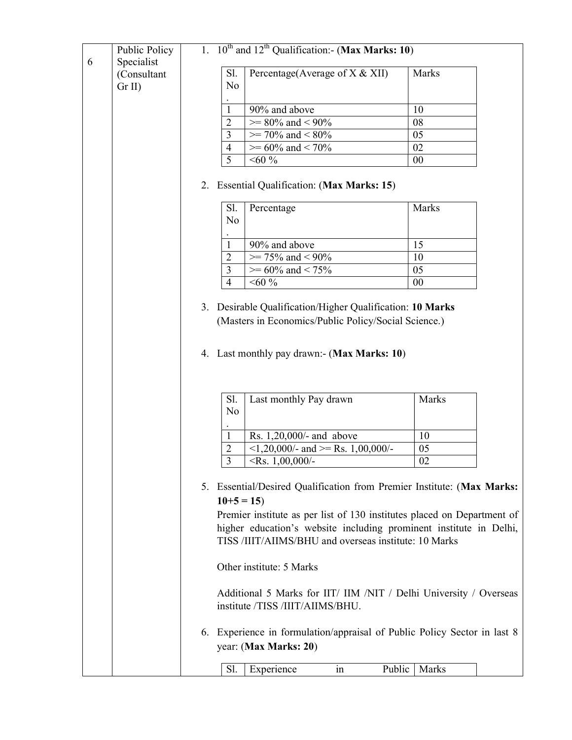| 6 | Public Policy Specialist (Consultant Gr II) | |
|---|---|---|

**6. Public Policy Specialist (Consultant Gr II)**

1. 10th and 12th Qualification:- (**Max Marks: 10**)

| Sl. No. | Percentage(Average of X & XII) | Marks |
|---|---|---|
| 1 | 90% and above | 10 |
| 2 | >= 80% and < 90% | 08 |
| 3 | >= 70% and < 80% | 05 |
| 4 | >= 60% and < 70% | 02 |
| 5 | <60 % | 00 |

2. Essential Qualification: (**Max Marks: 15**)

| Sl. No. | Percentage | Marks |
|---|---|---|
| 1 | 90% and above | 15 |
| 2 | >= 75% and < 90% | 10 |
| 3 | >= 60% and < 75% | 05 |
| 4 | <60 % | 00 |

3. Desirable Qualification/Higher Qualification: **10 Marks**
   (Masters in Economics/Public Policy/Social Science.)

4. Last monthly pay drawn:- (**Max Marks: 10**)

| Sl. No. | Last monthly Pay drawn | Marks |
|---|---|---|
| 1 | Rs. 1,20,000/- and above | 10 |
| 2 | <1,20,000/- and >= Rs. 1,00,000/- | 05 |
| 3 | <Rs. 1,00,000/- | 02 |

5. Essential/Desired Qualification from Premier Institute: (**Max Marks: 10+5 = 15**)

   Premier institute as per list of 130 institutes placed on Department of higher education's website including prominent institute in Delhi, TISS /IIIT/AIIMS/BHU and overseas institute: 10 Marks

   Other institute: 5 Marks

   Additional 5 Marks for IIT/ IIM /NIT / Delhi University / Overseas institute /TISS /IIIT/AIIMS/BHU.

6. Experience in formulation/appraisal of Public Policy Sector in last 8 year: (**Max Marks: 20**)

| Sl. | Experience in Public | Marks |
|---|---|---|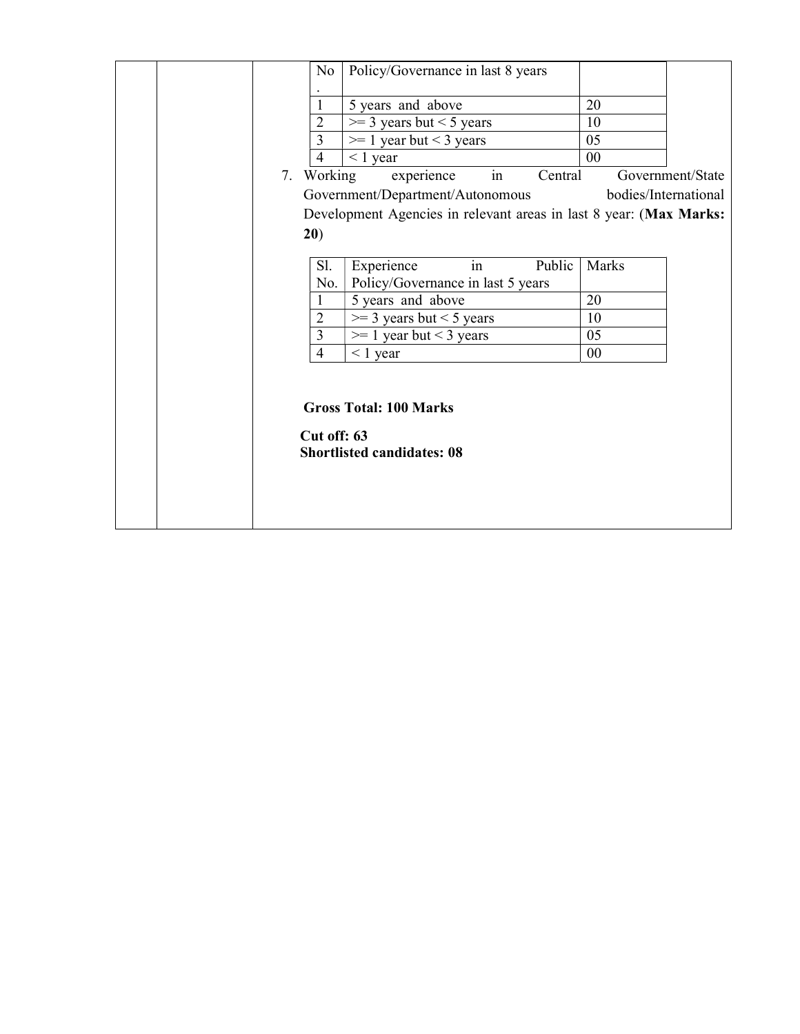| No. | Policy/Governance in last 8 years | |
|---|---|---|
| 1 | 5 years and above | 20 |
| 2 | >= 3 years but < 5 years | 10 |
| 3 | >= 1 year but < 3 years | 05 |
| 4 | < 1 year | 00 |

7. Working experience in Central Government/State Government/Department/Autonomous bodies/International Development Agencies in relevant areas in last 8 year: (**Max Marks: 20**)

| Sl. No. | Experience in Public Policy/Governance in last 5 years | Marks |
|---|---|---|
| 1 | 5 years and above | 20 |
| 2 | >= 3 years but < 5 years | 10 |
| 3 | >= 1 year but < 3 years | 05 |
| 4 | < 1 year | 00 |

**Gross Total: 100 Marks**

**Cut off: 63**
**Shortlisted candidates: 08**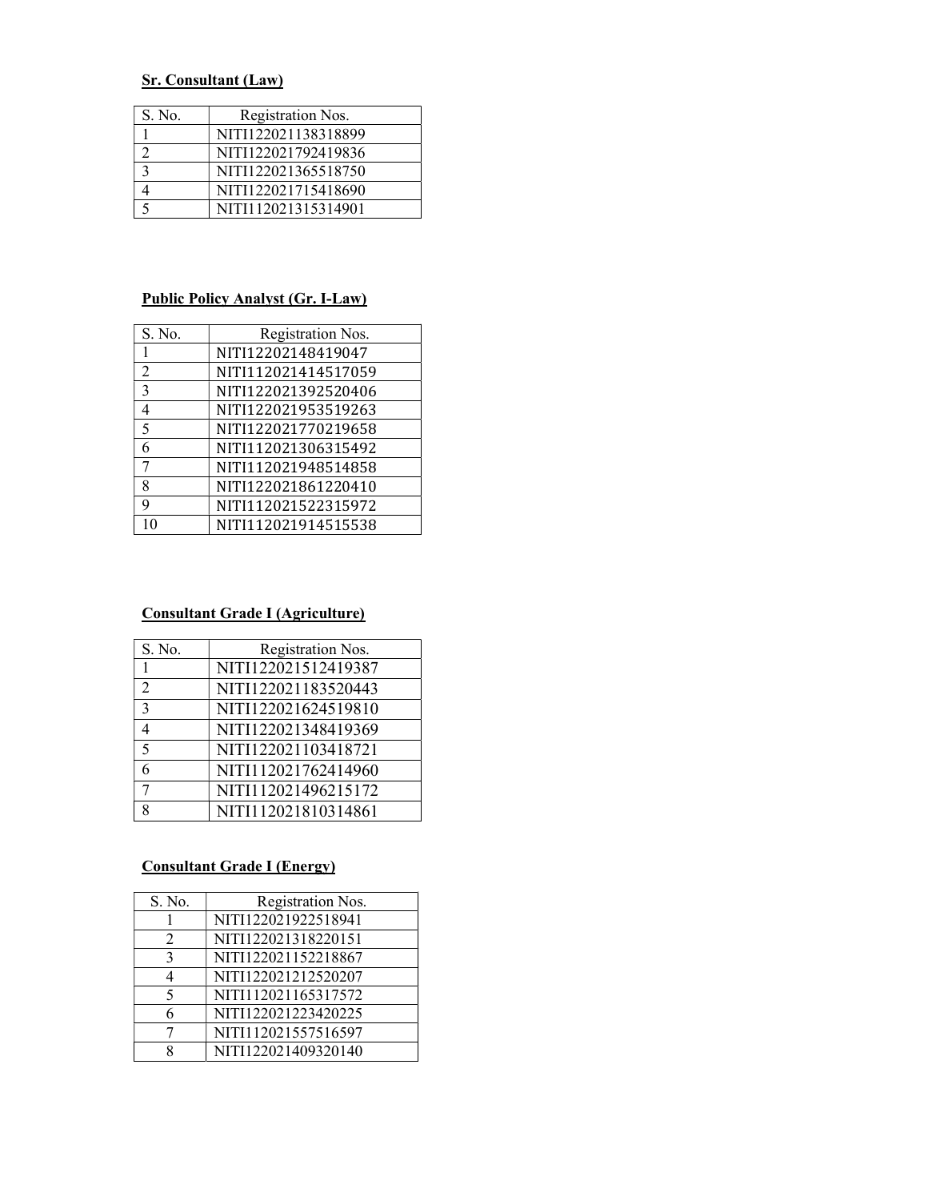**Sr. Consultant (Law)**

| S. No. | Registration Nos. |
|---|---|
| 1 | NITI122021138318899 |
| 2 | NITI122021792419836 |
| 3 | NITI122021365518750 |
| 4 | NITI122021715418690 |
| 5 | NITI112021315314901 |

**Public Policy Analyst (Gr. I-Law)**

| S. No. | Registration Nos. |
|---|---|
| 1 | NITI12202148419047 |
| 2 | NITI112021414517059 |
| 3 | NITI122021392520406 |
| 4 | NITI122021953519263 |
| 5 | NITI122021770219658 |
| 6 | NITI112021306315492 |
| 7 | NITI112021948514858 |
| 8 | NITI122021861220410 |
| 9 | NITI112021522315972 |
| 10 | NITI112021914515538 |

**Consultant Grade I (Agriculture)**

| S. No. | Registration Nos. |
|---|---|
| 1 | NITI122021512419387 |
| 2 | NITI122021183520443 |
| 3 | NITI122021624519810 |
| 4 | NITI122021348419369 |
| 5 | NITI122021103418721 |
| 6 | NITI112021762414960 |
| 7 | NITI112021496215172 |
| 8 | NITI112021810314861 |

**Consultant Grade I (Energy)**

| S. No. | Registration Nos. |
|---|---|
| 1 | NITI122021922518941 |
| 2 | NITI122021318220151 |
| 3 | NITI122021152218867 |
| 4 | NITI122021212520207 |
| 5 | NITI112021165317572 |
| 6 | NITI122021223420225 |
| 7 | NITI112021557516597 |
| 8 | NITI122021409320140 |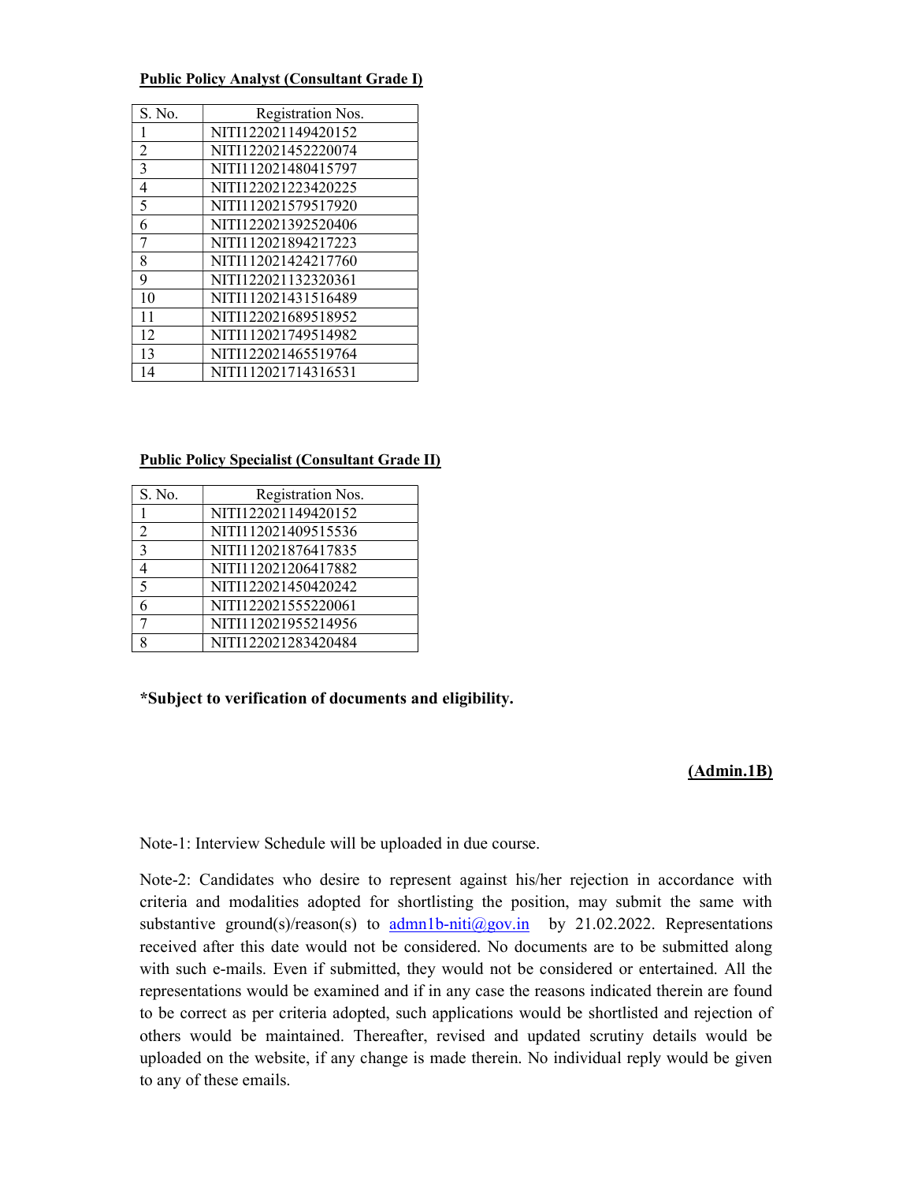**Public Policy Analyst (Consultant Grade I)**

| S. No. | Registration Nos. |
|---|---|
| 1 | NITI122021149420152 |
| 2 | NITI122021452220074 |
| 3 | NITI112021480415797 |
| 4 | NITI122021223420225 |
| 5 | NITI112021579517920 |
| 6 | NITI122021392520406 |
| 7 | NITI112021894217223 |
| 8 | NITI112021424217760 |
| 9 | NITI122021132320361 |
| 10 | NITI112021431516489 |
| 11 | NITI122021689518952 |
| 12 | NITI112021749514982 |
| 13 | NITI122021465519764 |
| 14 | NITI112021714316531 |

**Public Policy Specialist (Consultant Grade II)**

| S. No. | Registration Nos. |
|---|---|
| 1 | NITI122021149420152 |
| 2 | NITI112021409515536 |
| 3 | NITI112021876417835 |
| 4 | NITI112021206417882 |
| 5 | NITI122021450420242 |
| 6 | NITI122021555220061 |
| 7 | NITI112021955214956 |
| 8 | NITI122021283420484 |

**\*Subject to verification of documents and eligibility.**

**(Admin.1B)**

Note-1: Interview Schedule will be uploaded in due course.

Note-2: Candidates who desire to represent against his/her rejection in accordance with criteria and modalities adopted for shortlisting the position, may submit the same with substantive ground(s)/reason(s) to admn1b-niti@gov.in by 21.02.2022. Representations received after this date would not be considered. No documents are to be submitted along with such e-mails. Even if submitted, they would not be considered or entertained. All the representations would be examined and if in any case the reasons indicated therein are found to be correct as per criteria adopted, such applications would be shortlisted and rejection of others would be maintained. Thereafter, revised and updated scrutiny details would be uploaded on the website, if any change is made therein. No individual reply would be given to any of these emails.